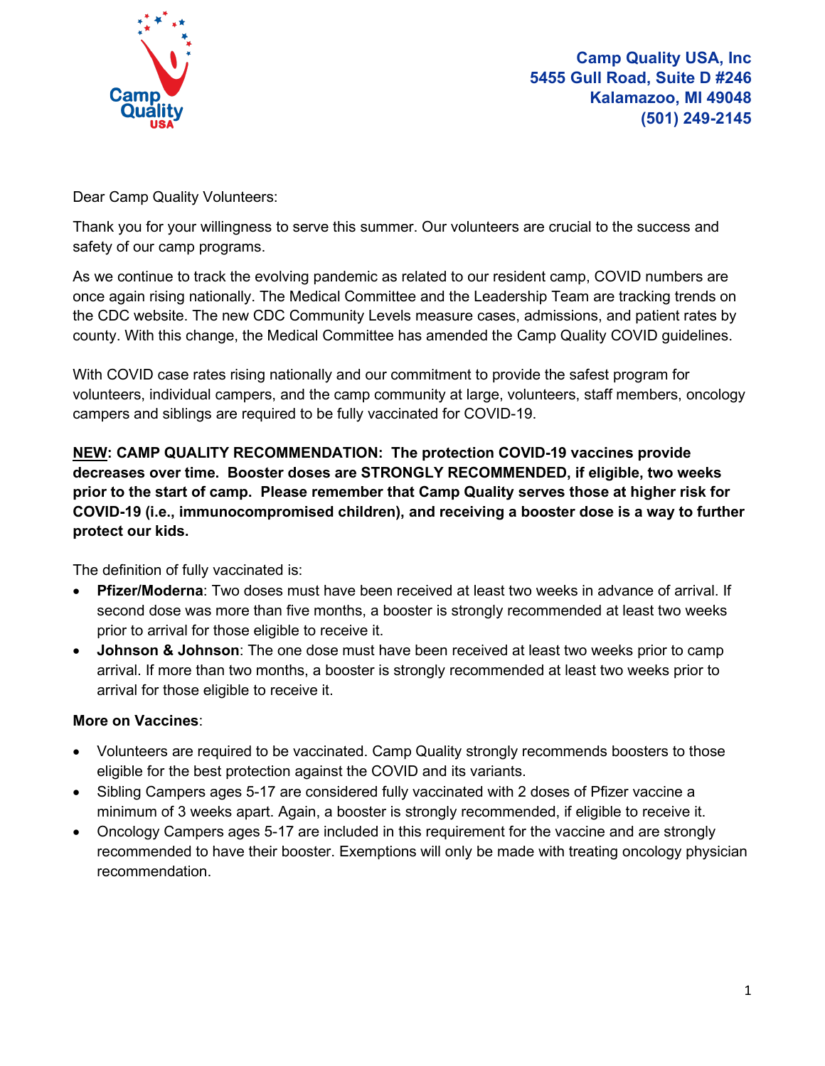Camp Quality USA, Inc
5455 Gull Road, Suite D #246
Kalamazoo, MI 49048
(501) 249-2145

Dear Camp Quality Volunteers:

Thank you for your willingness to serve this summer. Our volunteers are crucial to the success and safety of our camp programs.

As we continue to track the evolving pandemic as related to our resident camp, COVID numbers are once again rising nationally. The Medical Committee and the Leadership Team are tracking trends on the CDC website. The new CDC Community Levels measure cases, admissions, and patient rates by county. With this change, the Medical Committee has amended the Camp Quality COVID guidelines.

With COVID case rates rising nationally and our commitment to provide the safest program for volunteers, individual campers, and the camp community at large, volunteers, staff members, oncology campers and siblings are required to be fully vaccinated for COVID-19.

**<u>NEW</u>: CAMP QUALITY RECOMMENDATION: The protection COVID-19 vaccines provide decreases over time. Booster doses are STRONGLY RECOMMENDED, if eligible, two weeks prior to the start of camp. Please remember that Camp Quality serves those at higher risk for COVID-19 (i.e., immunocompromised children), and receiving a booster dose is a way to further protect our kids.**

The definition of fully vaccinated is:

- **Pfizer/Moderna**: Two doses must have been received at least two weeks in advance of arrival. If second dose was more than five months, a booster is strongly recommended at least two weeks prior to arrival for those eligible to receive it.
- **Johnson & Johnson**: The one dose must have been received at least two weeks prior to camp arrival. If more than two months, a booster is strongly recommended at least two weeks prior to arrival for those eligible to receive it.

**More on Vaccines**:

- Volunteers are required to be vaccinated. Camp Quality strongly recommends boosters to those eligible for the best protection against the COVID and its variants.
- Sibling Campers ages 5-17 are considered fully vaccinated with 2 doses of Pfizer vaccine a minimum of 3 weeks apart. Again, a booster is strongly recommended, if eligible to receive it.
- Oncology Campers ages 5-17 are included in this requirement for the vaccine and are strongly recommended to have their booster. Exemptions will only be made with treating oncology physician recommendation.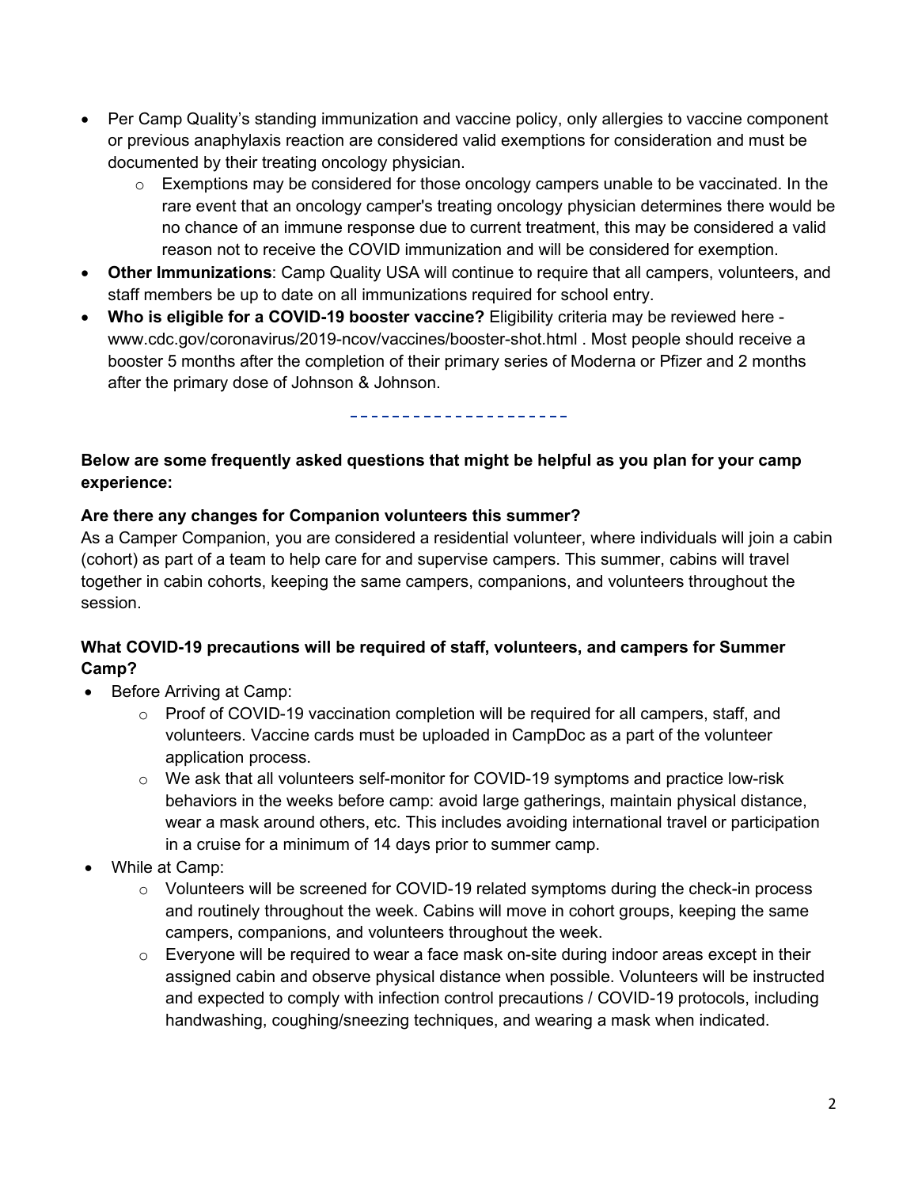- Per Camp Quality's standing immunization and vaccine policy, only allergies to vaccine component or previous anaphylaxis reaction are considered valid exemptions for consideration and must be documented by their treating oncology physician.
    - Exemptions may be considered for those oncology campers unable to be vaccinated. In the rare event that an oncology camper's treating oncology physician determines there would be no chance of an immune response due to current treatment, this may be considered a valid reason not to receive the COVID immunization and will be considered for exemption.
- **Other Immunizations**: Camp Quality USA will continue to require that all campers, volunteers, and staff members be up to date on all immunizations required for school entry.
- **Who is eligible for a COVID-19 booster vaccine?** Eligibility criteria may be reviewed here - www.cdc.gov/coronavirus/2019-ncov/vaccines/booster-shot.html . Most people should receive a booster 5 months after the completion of their primary series of Moderna or Pfizer and 2 months after the primary dose of Johnson & Johnson.

---

**Below are some frequently asked questions that might be helpful as you plan for your camp experience:**

**Are there any changes for Companion volunteers this summer?**

As a Camper Companion, you are considered a residential volunteer, where individuals will join a cabin (cohort) as part of a team to help care for and supervise campers. This summer, cabins will travel together in cabin cohorts, keeping the same campers, companions, and volunteers throughout the session.

**What COVID-19 precautions will be required of staff, volunteers, and campers for Summer Camp?**

- Before Arriving at Camp:
    - Proof of COVID-19 vaccination completion will be required for all campers, staff, and volunteers. Vaccine cards must be uploaded in CampDoc as a part of the volunteer application process.
    - We ask that all volunteers self-monitor for COVID-19 symptoms and practice low-risk behaviors in the weeks before camp: avoid large gatherings, maintain physical distance, wear a mask around others, etc. This includes avoiding international travel or participation in a cruise for a minimum of 14 days prior to summer camp.
- While at Camp:
    - Volunteers will be screened for COVID-19 related symptoms during the check-in process and routinely throughout the week. Cabins will move in cohort groups, keeping the same campers, companions, and volunteers throughout the week.
    - Everyone will be required to wear a face mask on-site during indoor areas except in their assigned cabin and observe physical distance when possible. Volunteers will be instructed and expected to comply with infection control precautions / COVID-19 protocols, including handwashing, coughing/sneezing techniques, and wearing a mask when indicated.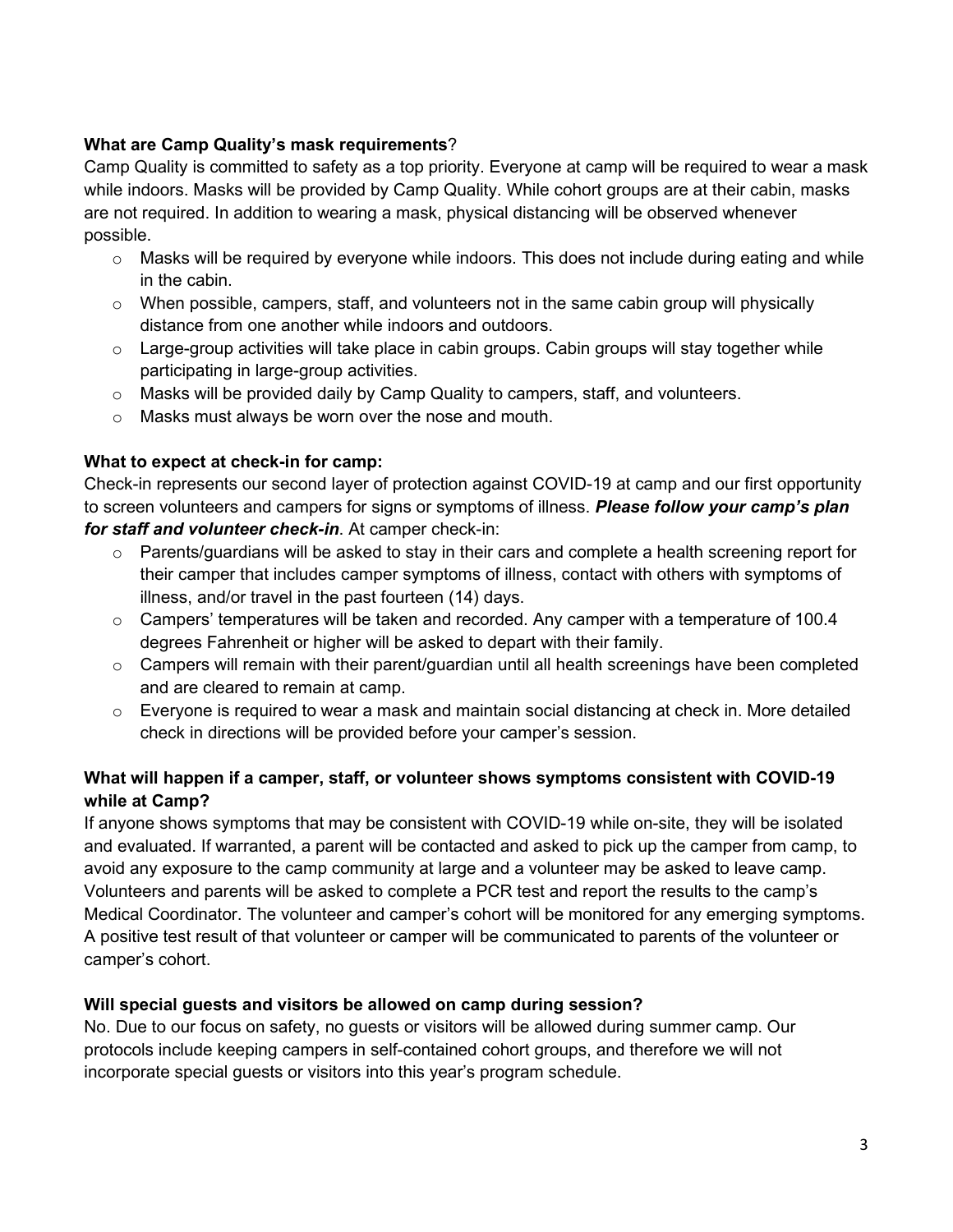**What are Camp Quality's mask requirements**?

Camp Quality is committed to safety as a top priority. Everyone at camp will be required to wear a mask while indoors. Masks will be provided by Camp Quality. While cohort groups are at their cabin, masks are not required. In addition to wearing a mask, physical distancing will be observed whenever possible.

- Masks will be required by everyone while indoors. This does not include during eating and while in the cabin.
- When possible, campers, staff, and volunteers not in the same cabin group will physically distance from one another while indoors and outdoors.
- Large-group activities will take place in cabin groups. Cabin groups will stay together while participating in large-group activities.
- Masks will be provided daily by Camp Quality to campers, staff, and volunteers.
- Masks must always be worn over the nose and mouth.

**What to expect at check-in for camp:**

Check-in represents our second layer of protection against COVID-19 at camp and our first opportunity to screen volunteers and campers for signs or symptoms of illness. ***Please follow your camp's plan for staff and volunteer check-in***. At camper check-in:

- Parents/guardians will be asked to stay in their cars and complete a health screening report for their camper that includes camper symptoms of illness, contact with others with symptoms of illness, and/or travel in the past fourteen (14) days.
- Campers' temperatures will be taken and recorded. Any camper with a temperature of 100.4 degrees Fahrenheit or higher will be asked to depart with their family.
- Campers will remain with their parent/guardian until all health screenings have been completed and are cleared to remain at camp.
- Everyone is required to wear a mask and maintain social distancing at check in. More detailed check in directions will be provided before your camper's session.

**What will happen if a camper, staff, or volunteer shows symptoms consistent with COVID-19 while at Camp?**

If anyone shows symptoms that may be consistent with COVID-19 while on-site, they will be isolated and evaluated. If warranted, a parent will be contacted and asked to pick up the camper from camp, to avoid any exposure to the camp community at large and a volunteer may be asked to leave camp. Volunteers and parents will be asked to complete a PCR test and report the results to the camp's Medical Coordinator. The volunteer and camper's cohort will be monitored for any emerging symptoms. A positive test result of that volunteer or camper will be communicated to parents of the volunteer or camper's cohort.

**Will special guests and visitors be allowed on camp during session?**

No. Due to our focus on safety, no guests or visitors will be allowed during summer camp. Our protocols include keeping campers in self-contained cohort groups, and therefore we will not incorporate special guests or visitors into this year's program schedule.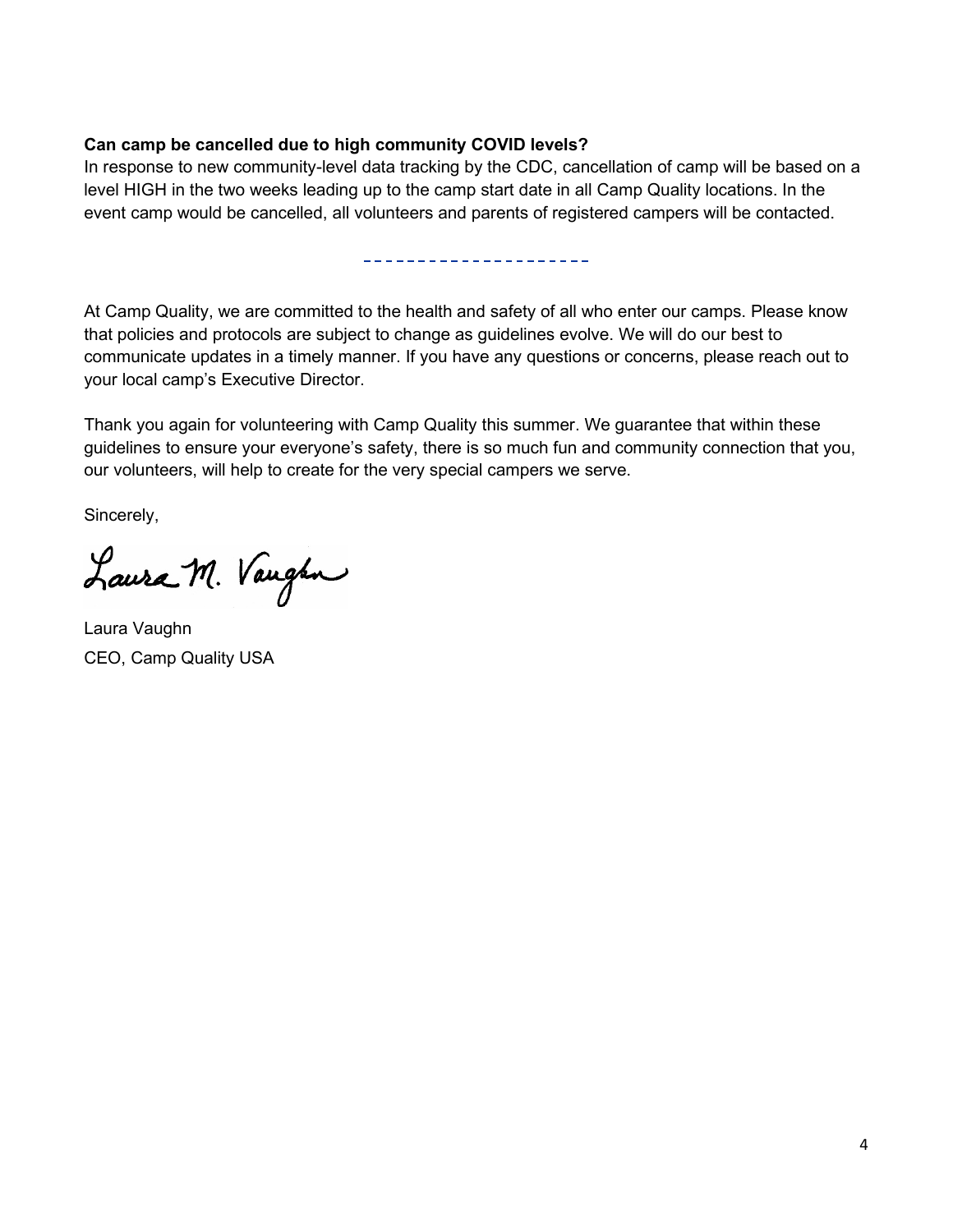**Can camp be cancelled due to high community COVID levels?**

In response to new community-level data tracking by the CDC, cancellation of camp will be based on a level HIGH in the two weeks leading up to the camp start date in all Camp Quality locations. In the event camp would be cancelled, all volunteers and parents of registered campers will be contacted.

---

At Camp Quality, we are committed to the health and safety of all who enter our camps. Please know that policies and protocols are subject to change as guidelines evolve. We will do our best to communicate updates in a timely manner. If you have any questions or concerns, please reach out to your local camp's Executive Director.

Thank you again for volunteering with Camp Quality this summer. We guarantee that within these guidelines to ensure your everyone's safety, there is so much fun and community connection that you, our volunteers, will help to create for the very special campers we serve.

Sincerely,

Laura M. Vaughn

Laura Vaughn
CEO, Camp Quality USA